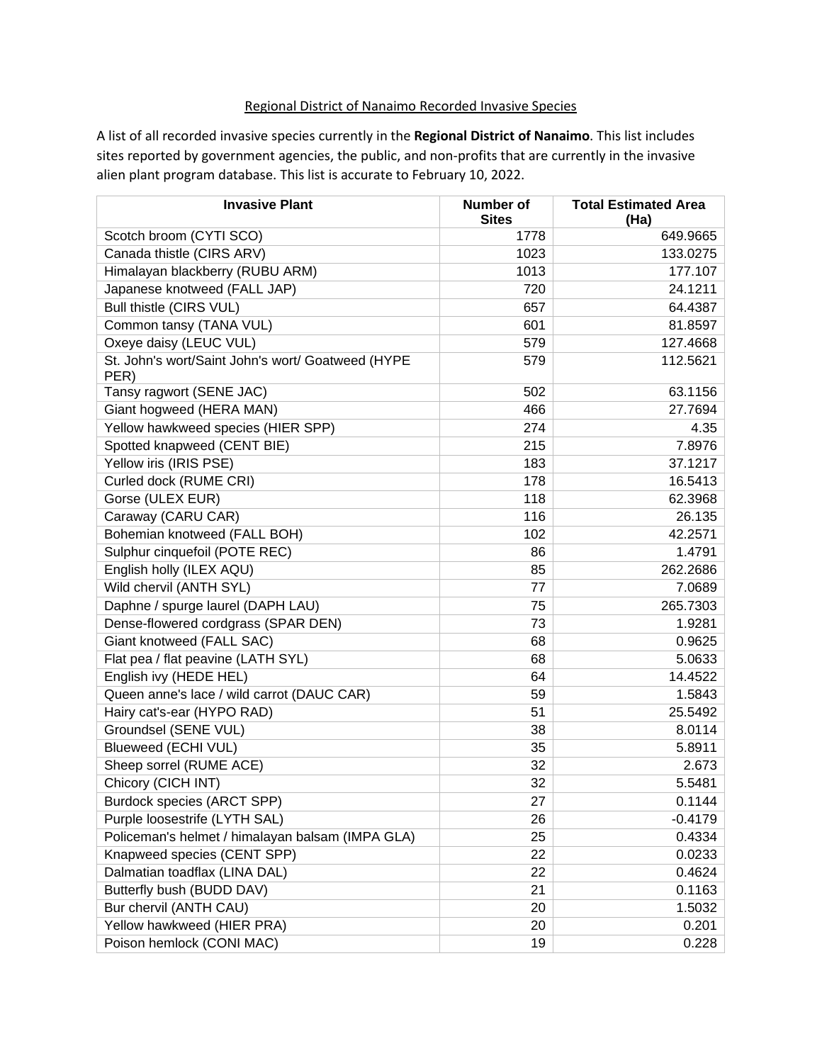Regional District of Nanaimo Recorded Invasive Species

A list of all recorded invasive species currently in the **Regional District of Nanaimo**. This list includes sites reported by government agencies, the public, and non-profits that are currently in the invasive alien plant program database. This list is accurate to February 10, 2022.

| Invasive Plant | Number of Sites | Total Estimated Area (Ha) |
|---|---|---|
| Scotch broom (CYTI SCO) | 1778 | 649.9665 |
| Canada thistle (CIRS ARV) | 1023 | 133.0275 |
| Himalayan blackberry (RUBU ARM) | 1013 | 177.107 |
| Japanese knotweed (FALL JAP) | 720 | 24.1211 |
| Bull thistle (CIRS VUL) | 657 | 64.4387 |
| Common tansy (TANA VUL) | 601 | 81.8597 |
| Oxeye daisy (LEUC VUL) | 579 | 127.4668 |
| St. John's wort/Saint John's wort/ Goatweed (HYPE PER) | 579 | 112.5621 |
| Tansy ragwort (SENE JAC) | 502 | 63.1156 |
| Giant hogweed (HERA MAN) | 466 | 27.7694 |
| Yellow hawkweed species (HIER SPP) | 274 | 4.35 |
| Spotted knapweed (CENT BIE) | 215 | 7.8976 |
| Yellow iris (IRIS PSE) | 183 | 37.1217 |
| Curled dock (RUME CRI) | 178 | 16.5413 |
| Gorse (ULEX EUR) | 118 | 62.3968 |
| Caraway (CARU CAR) | 116 | 26.135 |
| Bohemian knotweed (FALL BOH) | 102 | 42.2571 |
| Sulphur cinquefoil (POTE REC) | 86 | 1.4791 |
| English holly (ILEX AQU) | 85 | 262.2686 |
| Wild chervil (ANTH SYL) | 77 | 7.0689 |
| Daphne / spurge laurel (DAPH LAU) | 75 | 265.7303 |
| Dense-flowered cordgrass (SPAR DEN) | 73 | 1.9281 |
| Giant knotweed (FALL SAC) | 68 | 0.9625 |
| Flat pea / flat peavine (LATH SYL) | 68 | 5.0633 |
| English ivy (HEDE HEL) | 64 | 14.4522 |
| Queen anne's lace / wild carrot (DAUC CAR) | 59 | 1.5843 |
| Hairy cat's-ear (HYPO RAD) | 51 | 25.5492 |
| Groundsel (SENE VUL) | 38 | 8.0114 |
| Blueweed (ECHI VUL) | 35 | 5.8911 |
| Sheep sorrel (RUME ACE) | 32 | 2.673 |
| Chicory (CICH INT) | 32 | 5.5481 |
| Burdock species (ARCT SPP) | 27 | 0.1144 |
| Purple loosestrife (LYTH SAL) | 26 | -0.4179 |
| Policeman's helmet / himalayan balsam (IMPA GLA) | 25 | 0.4334 |
| Knapweed species (CENT SPP) | 22 | 0.0233 |
| Dalmatian toadflax (LINA DAL) | 22 | 0.4624 |
| Butterfly bush (BUDD DAV) | 21 | 0.1163 |
| Bur chervil (ANTH CAU) | 20 | 1.5032 |
| Yellow hawkweed (HIER PRA) | 20 | 0.201 |
| Poison hemlock (CONI MAC) | 19 | 0.228 |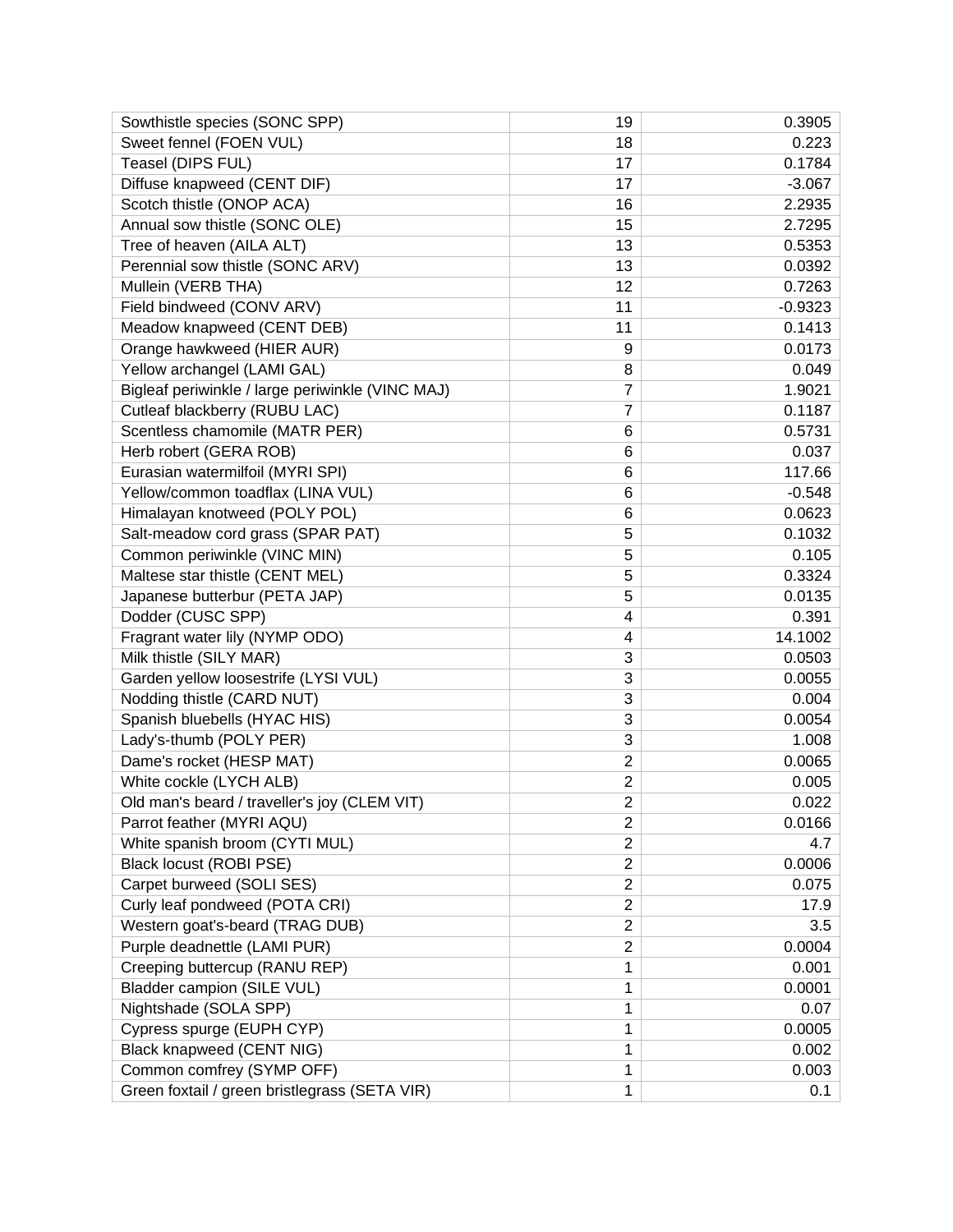| | | |
|---|---|---|
| Sowthistle species (SONC SPP) | 19 | 0.3905 |
| Sweet fennel (FOEN VUL) | 18 | 0.223 |
| Teasel (DIPS FUL) | 17 | 0.1784 |
| Diffuse knapweed (CENT DIF) | 17 | -3.067 |
| Scotch thistle (ONOP ACA) | 16 | 2.2935 |
| Annual sow thistle (SONC OLE) | 15 | 2.7295 |
| Tree of heaven (AILA ALT) | 13 | 0.5353 |
| Perennial sow thistle (SONC ARV) | 13 | 0.0392 |
| Mullein (VERB THA) | 12 | 0.7263 |
| Field bindweed (CONV ARV) | 11 | -0.9323 |
| Meadow knapweed (CENT DEB) | 11 | 0.1413 |
| Orange hawkweed (HIER AUR) | 9 | 0.0173 |
| Yellow archangel (LAMI GAL) | 8 | 0.049 |
| Bigleaf periwinkle / large periwinkle (VINC MAJ) | 7 | 1.9021 |
| Cutleaf blackberry (RUBU LAC) | 7 | 0.1187 |
| Scentless chamomile (MATR PER) | 6 | 0.5731 |
| Herb robert (GERA ROB) | 6 | 0.037 |
| Eurasian watermilfoil (MYRI SPI) | 6 | 117.66 |
| Yellow/common toadflax (LINA VUL) | 6 | -0.548 |
| Himalayan knotweed (POLY POL) | 6 | 0.0623 |
| Salt-meadow cord grass (SPAR PAT) | 5 | 0.1032 |
| Common periwinkle (VINC MIN) | 5 | 0.105 |
| Maltese star thistle (CENT MEL) | 5 | 0.3324 |
| Japanese butterbur (PETA JAP) | 5 | 0.0135 |
| Dodder (CUSC SPP) | 4 | 0.391 |
| Fragrant water lily (NYMP ODO) | 4 | 14.1002 |
| Milk thistle (SILY MAR) | 3 | 0.0503 |
| Garden yellow loosestrife (LYSI VUL) | 3 | 0.0055 |
| Nodding thistle (CARD NUT) | 3 | 0.004 |
| Spanish bluebells (HYAC HIS) | 3 | 0.0054 |
| Lady's-thumb (POLY PER) | 3 | 1.008 |
| Dame's rocket (HESP MAT) | 2 | 0.0065 |
| White cockle (LYCH ALB) | 2 | 0.005 |
| Old man's beard / traveller's joy (CLEM VIT) | 2 | 0.022 |
| Parrot feather (MYRI AQU) | 2 | 0.0166 |
| White spanish broom (CYTI MUL) | 2 | 4.7 |
| Black locust (ROBI PSE) | 2 | 0.0006 |
| Carpet burweed (SOLI SES) | 2 | 0.075 |
| Curly leaf pondweed (POTA CRI) | 2 | 17.9 |
| Western goat's-beard (TRAG DUB) | 2 | 3.5 |
| Purple deadnettle (LAMI PUR) | 2 | 0.0004 |
| Creeping buttercup (RANU REP) | 1 | 0.001 |
| Bladder campion (SILE VUL) | 1 | 0.0001 |
| Nightshade (SOLA SPP) | 1 | 0.07 |
| Cypress spurge (EUPH CYP) | 1 | 0.0005 |
| Black knapweed (CENT NIG) | 1 | 0.002 |
| Common comfrey (SYMP OFF) | 1 | 0.003 |
| Green foxtail / green bristlegrass (SETA VIR) | 1 | 0.1 |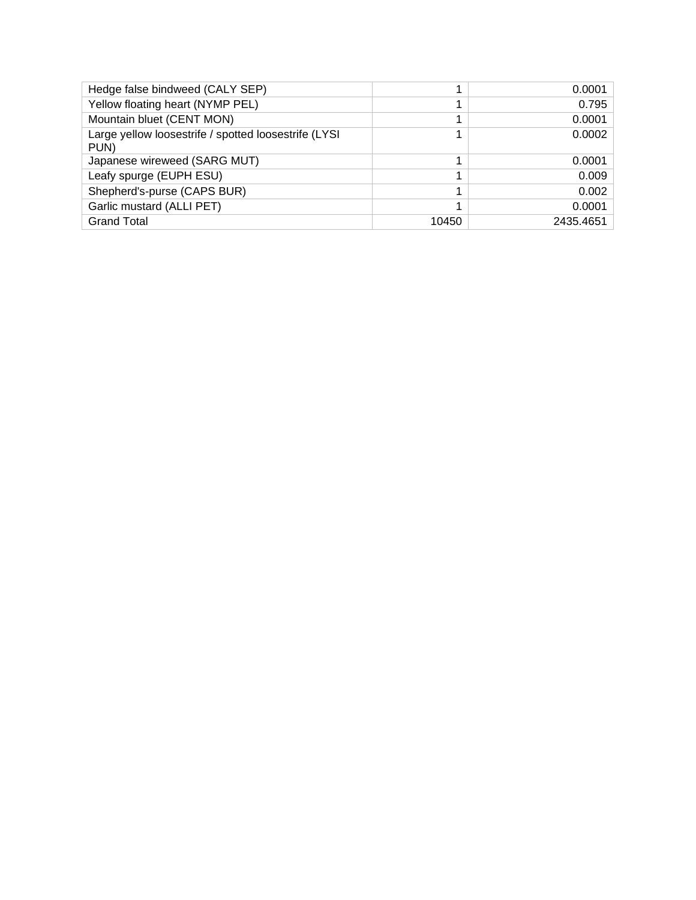| | | |
|---|---|---|
| Hedge false bindweed (CALY SEP) | 1 | 0.0001 |
| Yellow floating heart (NYMP PEL) | 1 | 0.795 |
| Mountain bluet (CENT MON) | 1 | 0.0001 |
| Large yellow loosestrife / spotted loosestrife (LYSI PUN) | 1 | 0.0002 |
| Japanese wireweed (SARG MUT) | 1 | 0.0001 |
| Leafy spurge (EUPH ESU) | 1 | 0.009 |
| Shepherd's-purse (CAPS BUR) | 1 | 0.002 |
| Garlic mustard (ALLI PET) | 1 | 0.0001 |
| Grand Total | 10450 | 2435.4651 |